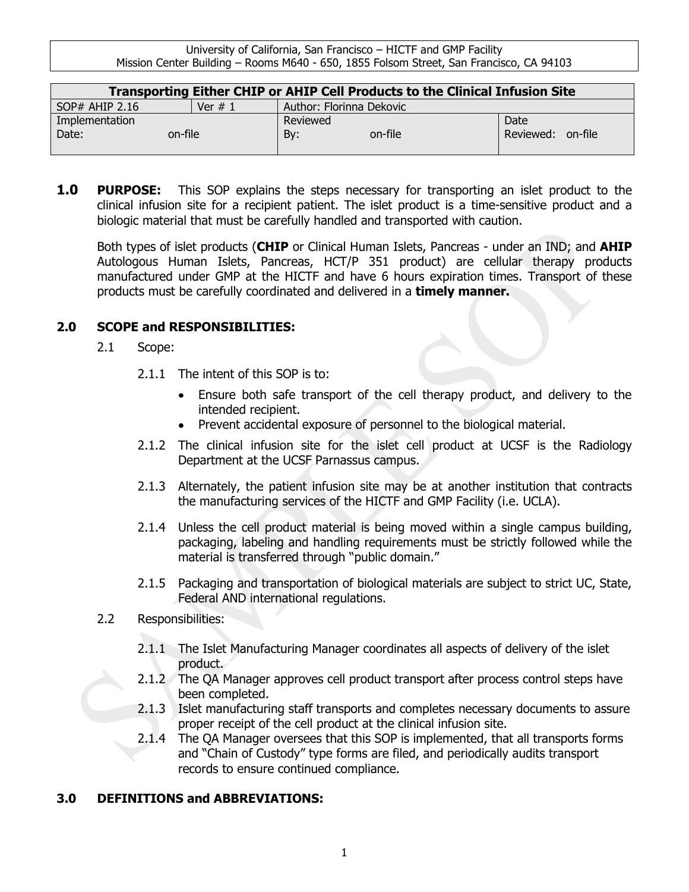University of California, San Francisco – HICTF and GMP Facility
Mission Center Building – Rooms M640 - 650, 1855 Folsom Street, San Francisco, CA 94103

| Transporting Either CHIP or AHIP Cell Products to the Clinical Infusion Site | | | |
|---|---|---|---|
| SOP# AHIP 2.16 | Ver # 1 | Author: Florinna Dekovic | |
| Implementation Date: on-file | | Reviewed By: on-file | Date Reviewed: on-file |

**1.0 PURPOSE:** This SOP explains the steps necessary for transporting an islet product to the clinical infusion site for a recipient patient. The islet product is a time-sensitive product and a biologic material that must be carefully handled and transported with caution.

Both types of islet products (**CHIP** or Clinical Human Islets, Pancreas - under an IND; and **AHIP** Autologous Human Islets, Pancreas, HCT/P 351 product) are cellular therapy products manufactured under GMP at the HICTF and have 6 hours expiration times. Transport of these products must be carefully coordinated and delivered in a **timely manner.**

**2.0 SCOPE and RESPONSIBILITIES:**

2.1 Scope:

2.1.1 The intent of this SOP is to:

- Ensure both safe transport of the cell therapy product, and delivery to the intended recipient.
- Prevent accidental exposure of personnel to the biological material.

2.1.2 The clinical infusion site for the islet cell product at UCSF is the Radiology Department at the UCSF Parnassus campus.

2.1.3 Alternately, the patient infusion site may be at another institution that contracts the manufacturing services of the HICTF and GMP Facility (i.e. UCLA).

2.1.4 Unless the cell product material is being moved within a single campus building, packaging, labeling and handling requirements must be strictly followed while the material is transferred through "public domain."

2.1.5 Packaging and transportation of biological materials are subject to strict UC, State, Federal AND international regulations.

2.2 Responsibilities:

2.1.1 The Islet Manufacturing Manager coordinates all aspects of delivery of the islet product.

2.1.2 The QA Manager approves cell product transport after process control steps have been completed.

2.1.3 Islet manufacturing staff transports and completes necessary documents to assure proper receipt of the cell product at the clinical infusion site.

2.1.4 The QA Manager oversees that this SOP is implemented, that all transports forms and "Chain of Custody" type forms are filed, and periodically audits transport records to ensure continued compliance.

**3.0 DEFINITIONS and ABBREVIATIONS:**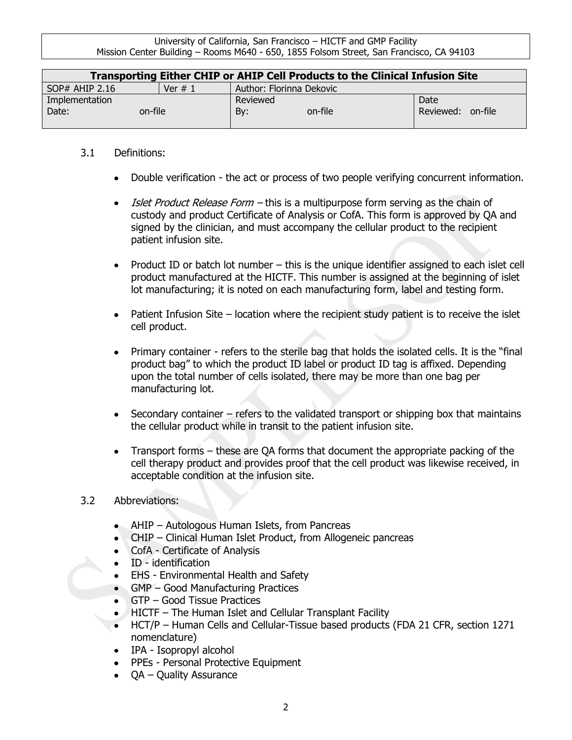### 3.1 Definitions:

- Double verification - the act or process of two people verifying concurrent information.
- *Islet Product Release Form* – this is a multipurpose form serving as the chain of custody and product Certificate of Analysis or CofA. This form is approved by QA and signed by the clinician, and must accompany the cellular product to the recipient patient infusion site.
- Product ID or batch lot number – this is the unique identifier assigned to each islet cell product manufactured at the HICTF. This number is assigned at the beginning of islet lot manufacturing; it is noted on each manufacturing form, label and testing form.
- Patient Infusion Site – location where the recipient study patient is to receive the islet cell product.
- Primary container - refers to the sterile bag that holds the isolated cells. It is the "final product bag" to which the product ID label or product ID tag is affixed. Depending upon the total number of cells isolated, there may be more than one bag per manufacturing lot.
- Secondary container – refers to the validated transport or shipping box that maintains the cellular product while in transit to the patient infusion site.
- Transport forms – these are QA forms that document the appropriate packing of the cell therapy product and provides proof that the cell product was likewise received, in acceptable condition at the infusion site.

### 3.2 Abbreviations:

- AHIP – Autologous Human Islets, from Pancreas
- CHIP – Clinical Human Islet Product, from Allogeneic pancreas
- CofA - Certificate of Analysis
- ID - identification
- EHS - Environmental Health and Safety
- GMP – Good Manufacturing Practices
- GTP – Good Tissue Practices
- HICTF – The Human Islet and Cellular Transplant Facility
- HCT/P – Human Cells and Cellular-Tissue based products (FDA 21 CFR, section 1271 nomenclature)
- IPA - Isopropyl alcohol
- PPEs - Personal Protective Equipment
- QA – Quality Assurance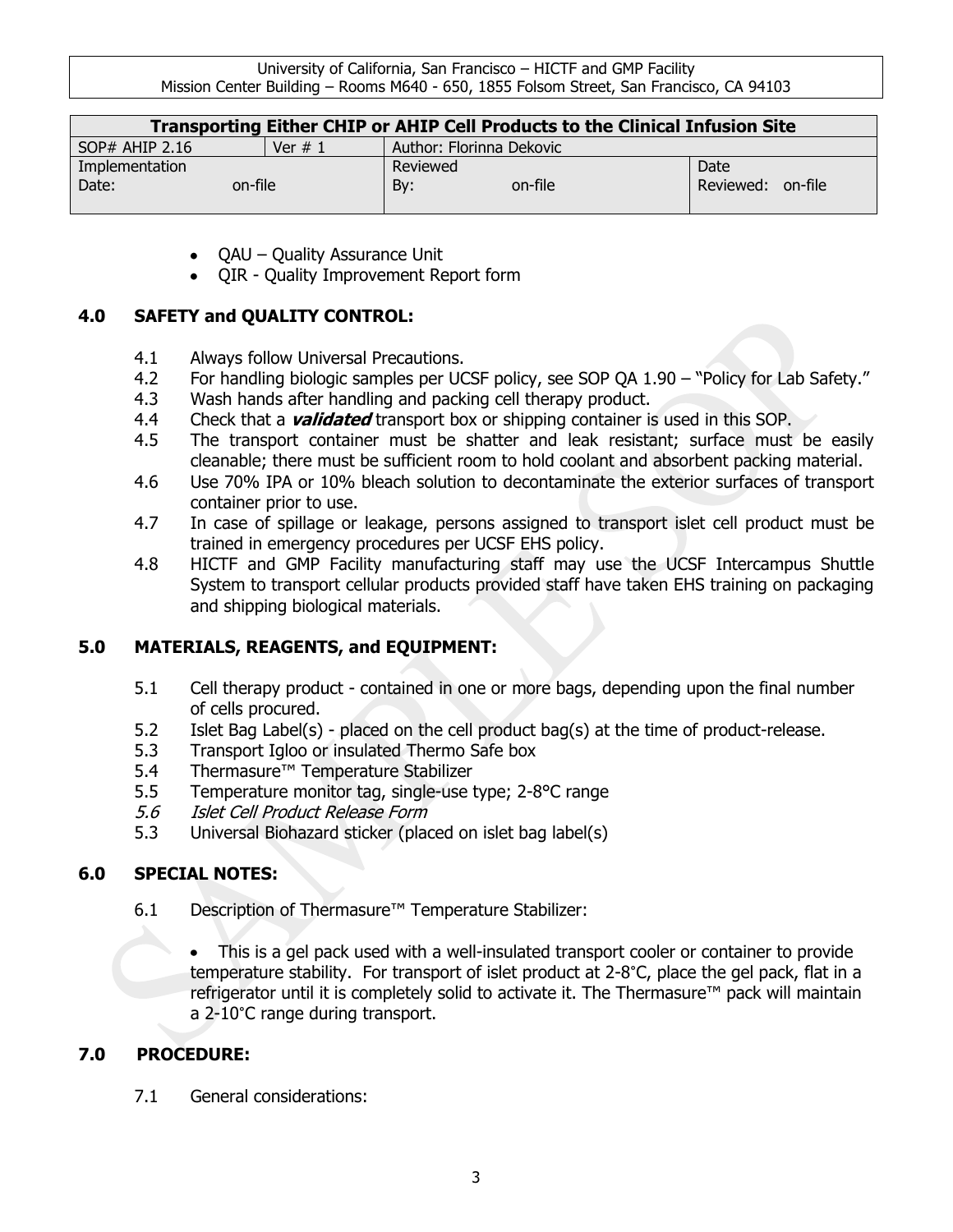- QAU – Quality Assurance Unit
- QIR - Quality Improvement Report form

## 4.0 SAFETY and QUALITY CONTROL:

4.1 Always follow Universal Precautions.

4.2 For handling biologic samples per UCSF policy, see SOP QA 1.90 – "Policy for Lab Safety."

4.3 Wash hands after handling and packing cell therapy product.

4.4 Check that a ***validated*** transport box or shipping container is used in this SOP.

4.5 The transport container must be shatter and leak resistant; surface must be easily cleanable; there must be sufficient room to hold coolant and absorbent packing material.

4.6 Use 70% IPA or 10% bleach solution to decontaminate the exterior surfaces of transport container prior to use.

4.7 In case of spillage or leakage, persons assigned to transport islet cell product must be trained in emergency procedures per UCSF EHS policy.

4.8 HICTF and GMP Facility manufacturing staff may use the UCSF Intercampus Shuttle System to transport cellular products provided staff have taken EHS training on packaging and shipping biological materials.

## 5.0 MATERIALS, REAGENTS, and EQUIPMENT:

5.1 Cell therapy product - contained in one or more bags, depending upon the final number of cells procured.

5.2 Islet Bag Label(s) - placed on the cell product bag(s) at the time of product-release.

5.3 Transport Igloo or insulated Thermo Safe box

5.4 Thermasure™ Temperature Stabilizer

5.5 Temperature monitor tag, single-use type; 2-8°C range

*5.6 Islet Cell Product Release Form*

5.3 Universal Biohazard sticker (placed on islet bag label(s)

## 6.0 SPECIAL NOTES:

6.1 Description of Thermasure™ Temperature Stabilizer:

- This is a gel pack used with a well-insulated transport cooler or container to provide temperature stability. For transport of islet product at 2-8°C, place the gel pack, flat in a refrigerator until it is completely solid to activate it. The Thermasure™ pack will maintain a 2-10°C range during transport.

## 7.0 PROCEDURE:

7.1 General considerations: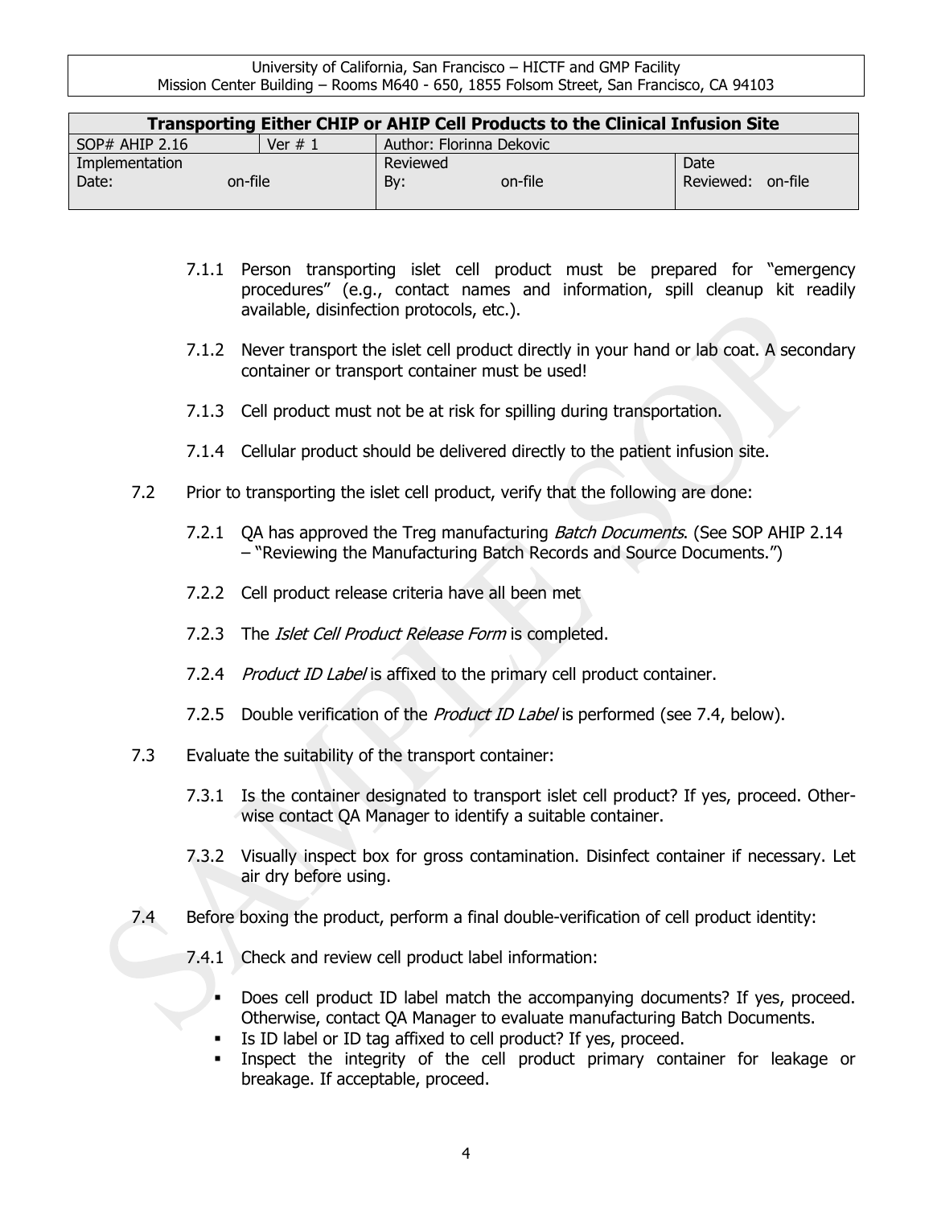- 7.1.1 Person transporting islet cell product must be prepared for "emergency procedures" (e.g., contact names and information, spill cleanup kit readily available, disinfection protocols, etc.).

- 7.1.2 Never transport the islet cell product directly in your hand or lab coat. A secondary container or transport container must be used!

- 7.1.3 Cell product must not be at risk for spilling during transportation.

- 7.1.4 Cellular product should be delivered directly to the patient infusion site.

7.2 Prior to transporting the islet cell product, verify that the following are done:

- 7.2.1 QA has approved the Treg manufacturing *Batch Documents*. (See SOP AHIP 2.14 – "Reviewing the Manufacturing Batch Records and Source Documents.")

- 7.2.2 Cell product release criteria have all been met

- 7.2.3 The *Islet Cell Product Release Form* is completed.

- 7.2.4 *Product ID Label* is affixed to the primary cell product container.

- 7.2.5 Double verification of the *Product ID Label* is performed (see 7.4, below).

7.3 Evaluate the suitability of the transport container:

- 7.3.1 Is the container designated to transport islet cell product? If yes, proceed. Otherwise contact QA Manager to identify a suitable container.

- 7.3.2 Visually inspect box for gross contamination. Disinfect container if necessary. Let air dry before using.

7.4 Before boxing the product, perform a final double-verification of cell product identity:

- 7.4.1 Check and review cell product label information:

  - Does cell product ID label match the accompanying documents? If yes, proceed. Otherwise, contact QA Manager to evaluate manufacturing Batch Documents.
  - Is ID label or ID tag affixed to cell product? If yes, proceed.
  - Inspect the integrity of the cell product primary container for leakage or breakage. If acceptable, proceed.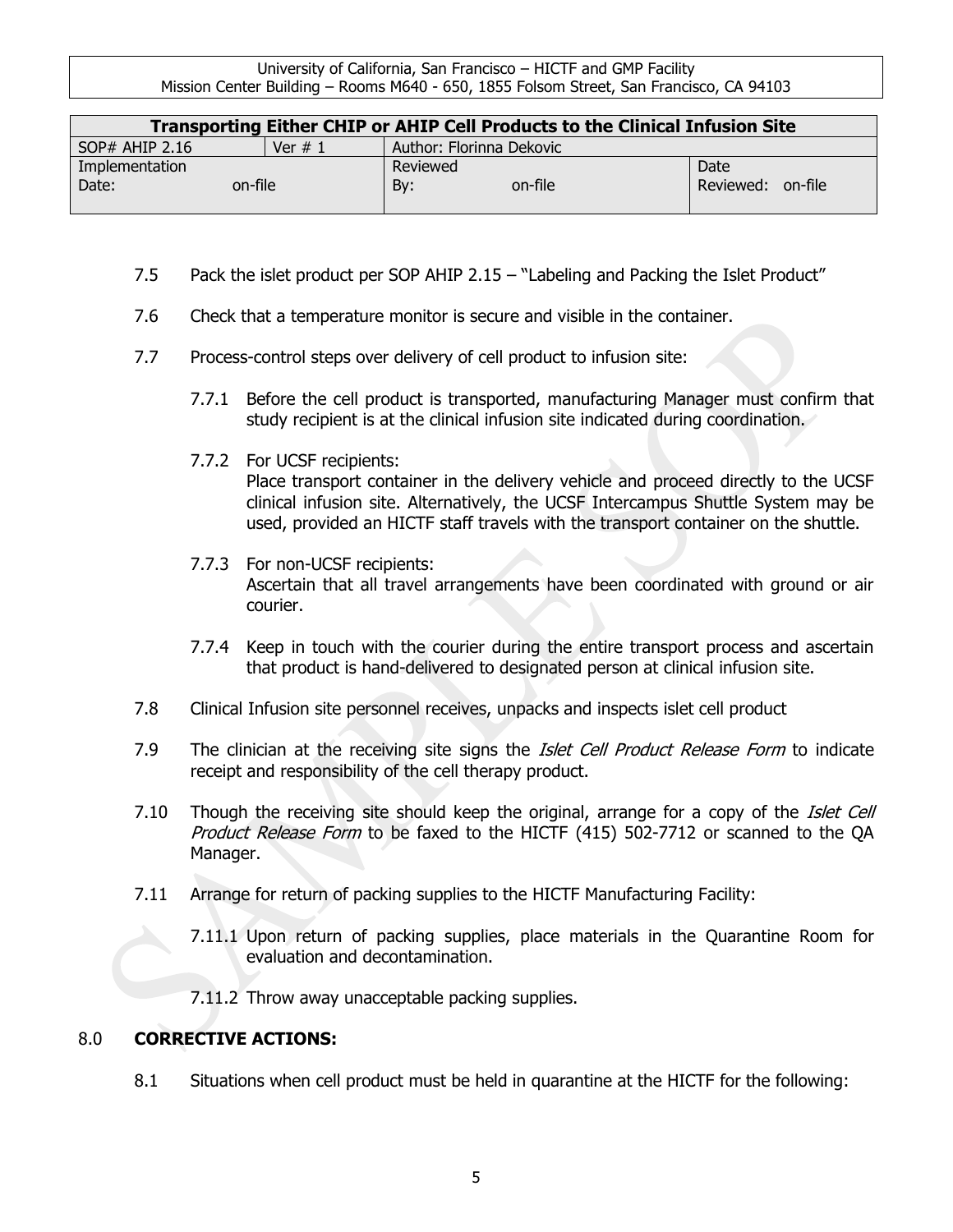| Transporting Either CHIP or AHIP Cell Products to the Clinical Infusion Site | | | |
|---|---|---|---|
| SOP# AHIP 2.16 | Ver # 1 | Author: Florinna Dekovic | |
| Implementation Date: on-file | | Reviewed By: on-file | Date Reviewed: on-file |

7.5 Pack the islet product per SOP AHIP 2.15 – "Labeling and Packing the Islet Product"

7.6 Check that a temperature monitor is secure and visible in the container.

7.7 Process-control steps over delivery of cell product to infusion site:

7.7.1 Before the cell product is transported, manufacturing Manager must confirm that study recipient is at the clinical infusion site indicated during coordination.

7.7.2 For UCSF recipients:
Place transport container in the delivery vehicle and proceed directly to the UCSF clinical infusion site. Alternatively, the UCSF Intercampus Shuttle System may be used, provided an HICTF staff travels with the transport container on the shuttle.

7.7.3 For non-UCSF recipients:
Ascertain that all travel arrangements have been coordinated with ground or air courier.

7.7.4 Keep in touch with the courier during the entire transport process and ascertain that product is hand-delivered to designated person at clinical infusion site.

7.8 Clinical Infusion site personnel receives, unpacks and inspects islet cell product

7.9 The clinician at the receiving site signs the *Islet Cell Product Release Form* to indicate receipt and responsibility of the cell therapy product.

7.10 Though the receiving site should keep the original, arrange for a copy of the *Islet Cell Product Release Form* to be faxed to the HICTF (415) 502-7712 or scanned to the QA Manager.

7.11 Arrange for return of packing supplies to the HICTF Manufacturing Facility:

7.11.1 Upon return of packing supplies, place materials in the Quarantine Room for evaluation and decontamination.

7.11.2 Throw away unacceptable packing supplies.

## 8.0 CORRECTIVE ACTIONS:

8.1 Situations when cell product must be held in quarantine at the HICTF for the following: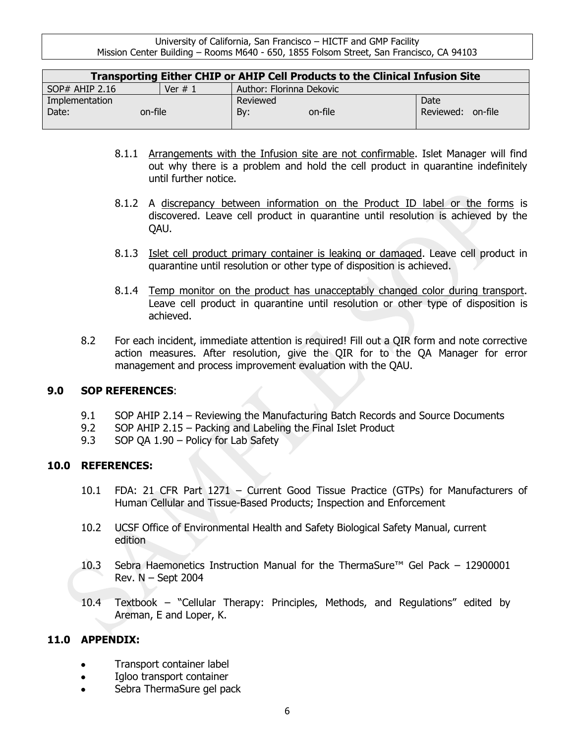8.1.1 Arrangements with the Infusion site are not confirmable. Islet Manager will find out why there is a problem and hold the cell product in quarantine indefinitely until further notice.

8.1.2 A discrepancy between information on the Product ID label or the forms is discovered. Leave cell product in quarantine until resolution is achieved by the QAU.

8.1.3 Islet cell product primary container is leaking or damaged. Leave cell product in quarantine until resolution or other type of disposition is achieved.

8.1.4 Temp monitor on the product has unacceptably changed color during transport. Leave cell product in quarantine until resolution or other type of disposition is achieved.

8.2 For each incident, immediate attention is required! Fill out a QIR form and note corrective action measures. After resolution, give the QIR for to the QA Manager for error management and process improvement evaluation with the QAU.

## 9.0 SOP REFERENCES:

9.1 SOP AHIP 2.14 – Reviewing the Manufacturing Batch Records and Source Documents
9.2 SOP AHIP 2.15 – Packing and Labeling the Final Islet Product
9.3 SOP QA 1.90 – Policy for Lab Safety

## 10.0 REFERENCES:

10.1 FDA: 21 CFR Part 1271 – Current Good Tissue Practice (GTPs) for Manufacturers of Human Cellular and Tissue-Based Products; Inspection and Enforcement

10.2 UCSF Office of Environmental Health and Safety Biological Safety Manual, current edition

10.3 Sebra Haemonetics Instruction Manual for the ThermaSure™ Gel Pack – 12900001 Rev. N – Sept 2004

10.4 Textbook – "Cellular Therapy: Principles, Methods, and Regulations" edited by Areman, E and Loper, K.

## 11.0 APPENDIX:

- Transport container label
- Igloo transport container
- Sebra ThermaSure gel pack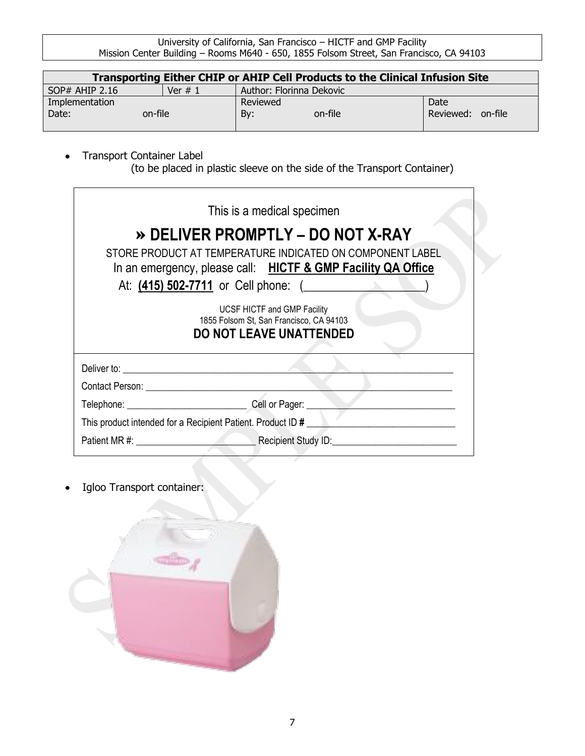- Transport Container Label
  (to be placed in plastic sleeve on the side of the Transport Container)

| This is a medical specimen<br>**» DELIVER PROMPTLY – DO NOT X-RAY**<br>STORE PRODUCT AT TEMPERATURE INDICATED ON COMPONENT LABEL<br>In an emergency, please call: **HICTF & GMP Facility QA Office**<br>At: **(415) 502-7711** or Cell phone: (____________________)<br>UCSF HICTF and GMP Facility<br>1855 Folsom St, San Francisco, CA 94103<br>**DO NOT LEAVE UNATTENDED** |
|---|
| Deliver to: ______________________________________________<br>Contact Person: __________________________________________<br>Telephone: ________________________ Cell or Pager: ______________________<br>This product intended for a Recipient Patient. Product ID **#** ______________________<br>Patient MR #: ________________________ Recipient Study ID: ______________________ |

- Igloo Transport container: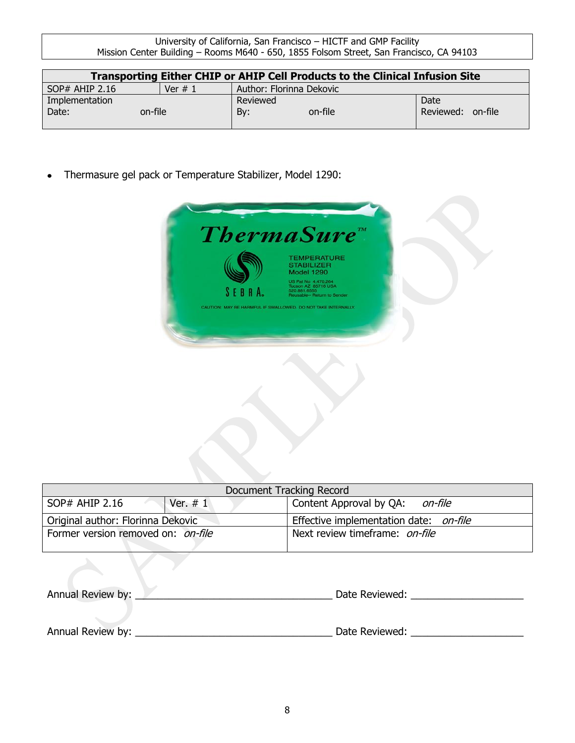University of California, San Francisco – HICTF and GMP Facility
Mission Center Building – Rooms M640 - 650, 1855 Folsom Street, San Francisco, CA 94103

| **Transporting Either CHIP or AHIP Cell Products to the Clinical Infusion Site** | | | |
|---|---|---|---|
| SOP# AHIP 2.16 | Ver # 1 | Author: Florinna Dekovic | |
| Implementation Date: on-file | | Reviewed By: on-file | Date Reviewed: on-file |

- Thermasure gel pack or Temperature Stabilizer, Model 1290:

| Document Tracking Record | | |
|---|---|---|
| SOP# AHIP 2.16 | Ver. # 1 | Content Approval by QA: *on-file* |
| Original author: Florinna Dekovic | | Effective implementation date: *on-file* |
| Former version removed on: *on-file* | | Next review timeframe: *on-file* |

Annual Review by: ___________________________________ Date Reviewed: ____________________

Annual Review by: ___________________________________ Date Reviewed: ____________________